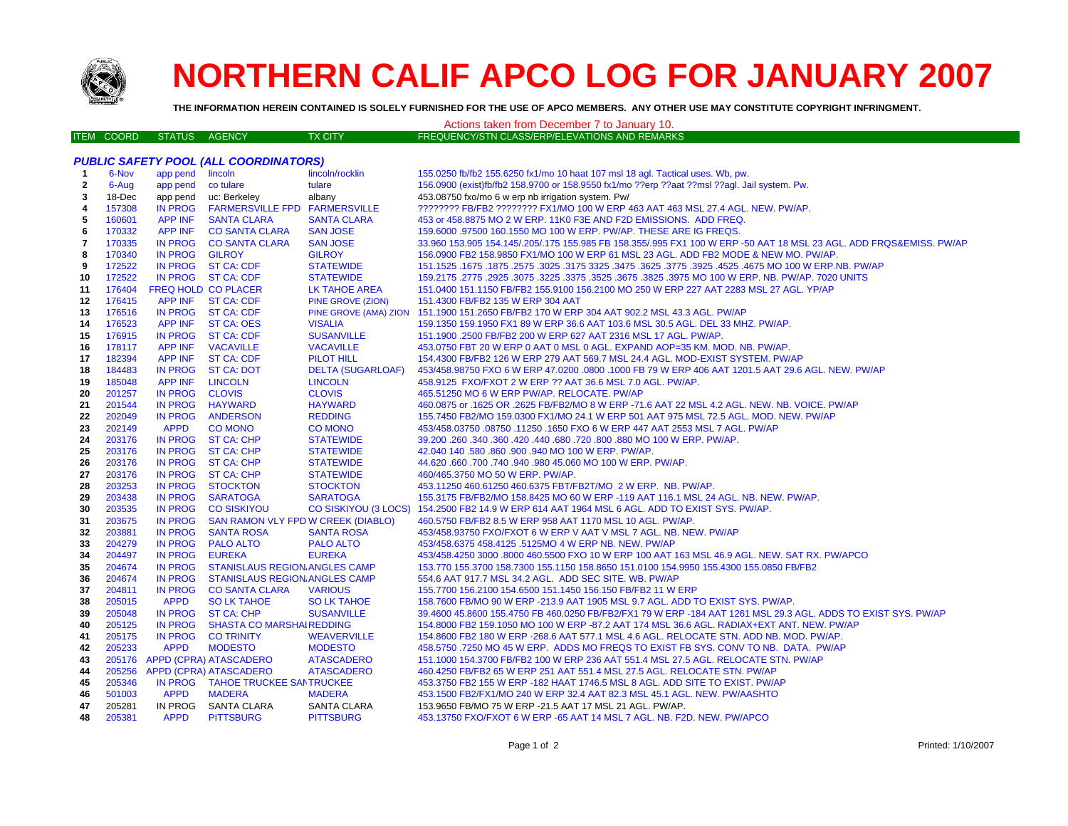# NORTHERN CALIF APCO LOG FOR JANUARY 2007

**THE INFORMATION HEREIN CONTAINED IS SOLELY FURNISHED FOR THE USE OF APCO MEMBERS. ANY OTHER USE MAY CONSTITUTE COPYRIGHT INFRINGMENT.**

Actions taken from December 7 to January 10.

### *PUBLIC SAFETY POOL (ALL COORDINATORS)*

| ITEM | COORD | STATUS | AGENCY | TX CITY | FREQUENCY/STN CLASS/ERP/ELEVATIONS AND REMARKS |
|---|---|---|---|---|---|
| 1 | 6-Nov | app pend | lincoln | lincoln/rocklin | 155.0250 fb/fb2 155.6250 fx1/mo 10 haat 107 msl 18 agl. Tactical uses. Wb, pw. |
| 2 | 6-Aug | app pend | co tulare | tulare | 156.0900 (exist)fb/fb2 158.9700 or 158.9550 fx1/mo ??erp ??aat ??msl ??agl. Jail system. Pw. |
| 3 | 18-Dec | app pend | uc: Berkeley | albany | 453.08750 fxo/mo 6 w erp nb irrigation system. Pw/ |
| 4 | 157308 | IN PROG | FARMERSVILLE FPD | FARMERSVILLE | ???????? FB/FB2 ???????? FX1/MO 100 W ERP 463 AAT 463 MSL 27.4 AGL. NEW. PW/AP. |
| 5 | 160601 | APP INF | SANTA CLARA | SANTA CLARA | 453 or 458.8875 MO 2 W ERP. 11K0 F3E AND F2D EMISSIONS. ADD FREQ. |
| 6 | 170332 | APP INF | CO SANTA CLARA | SAN JOSE | 159.6000 .97500 160.1550 MO 100 W ERP. PW/AP. THESE ARE IG FREQS. |
| 7 | 170335 | IN PROG | CO SANTA CLARA | SAN JOSE | 33.960 153.905 154.145/.205/.175 155.985 FB 158.355/.995 FX1 100 W ERP -50 AAT 18 MSL 23 AGL. ADD FRQS&EMISS. PW/AP |
| 8 | 170340 | IN PROG | GILROY | GILROY | 156.0900 FB2 158.9850 FX1/MO 100 W ERP 61 MSL 23 AGL. ADD FB2 MODE & NEW MO. PW/AP. |
| 9 | 172522 | IN PROG | ST CA: CDF | STATEWIDE | 151.1525 .1675 .1875 .2575 .3025 .3175 3325 .3475 .3625 .3775 .3925 .4525 .4675 MO 100 W ERP.NB. PW/AP |
| 10 | 172522 | IN PROG | ST CA: CDF | STATEWIDE | 159.2175 .2775 .2925 .3075 .3225 .3375 .3525 .3675 .3825 .3975 MO 100 W ERP. NB. PW/AP. 7020 UNITS |
| 11 | 176404 | FREQ HOLD | CO PLACER | LK TAHOE AREA | 151.0400 151.1150 FB/FB2 155.9100 156.2100 MO 250 W ERP 227 AAT 2283 MSL 27 AGL. YP/AP |
| 12 | 176415 | APP INF | ST CA: CDF | PINE GROVE (ZION) | 151.4300 FB/FB2 135 W ERP 304 AAT |
| 13 | 176516 | IN PROG | ST CA: CDF | PINE GROVE (AMA) ZION | 151.1900 151.2650 FB/FB2 170 W ERP 304 AAT 902.2 MSL 43.3 AGL. PW/AP |
| 14 | 176523 | APP INF | ST CA: OES | VISALIA | 159.1350 159.1950 FX1 89 W ERP 36.6 AAT 103.6 MSL 30.5 AGL. DEL 33 MHZ. PW/AP. |
| 15 | 176915 | IN PROG | ST CA: CDF | SUSANVILLE | 151.1900 .2500 FB/FB2 200 W ERP 627 AAT 2316 MSL 17 AGL. PW/AP. |
| 16 | 178117 | APP INF | VACAVILLE | VACAVILLE | 453.0750 FBT 20 W ERP 0 AAT 0 MSL 0 AGL. EXPAND AOP=35 KM. MOD. NB. PW/AP. |
| 17 | 182394 | APP INF | ST CA: CDF | PILOT HILL | 154.4300 FB/FB2 126 W ERP 279 AAT 569.7 MSL 24.4 AGL. MOD-EXIST SYSTEM. PW/AP |
| 18 | 184483 | IN PROG | ST CA: DOT | DELTA (SUGARLOAF) | 453/458.98750 FXO 6 W ERP 47.0200 .0800 .1000 FB 79 W ERP 406 AAT 1201.5 AAT 29.6 AGL. NEW. PW/AP |
| 19 | 185048 | APP INF | LINCOLN | LINCOLN | 458.9125 FXO/FXOT 2 W ERP ?? AAT 36.6 MSL 7.0 AGL. PW/AP. |
| 20 | 201257 | IN PROG | CLOVIS | CLOVIS | 465.51250 MO 6 W ERP PW/AP. RELOCATE. PW/AP |
| 21 | 201544 | IN PROG | HAYWARD | HAYWARD | 460.0875 or .1625 OR .2625 FB/FB2/MO 8 W ERP -71.6 AAT 22 MSL 4.2 AGL. NEW. NB. VOICE. PW/AP |
| 22 | 202049 | IN PROG | ANDERSON | REDDING | 155.7450 FB2/MO 159.0300 FX1/MO 24.1 W ERP 501 AAT 975 MSL 72.5 AGL. MOD. NEW. PW/AP |
| 23 | 202149 | APPD | CO MONO | CO MONO | 453/458.03750 .08750 .11250 .1650 FXO 6 W ERP 447 AAT 2553 MSL 7 AGL. PW/AP |
| 24 | 203176 | IN PROG | ST CA: CHP | STATEWIDE | 39.200 .260 .340 .360 .420 .440 .680 .720 .800 .880 MO 100 W ERP. PW/AP. |
| 25 | 203176 | IN PROG | ST CA: CHP | STATEWIDE | 42.040 140 .580 .860 .900 .940 MO 100 W ERP. PW/AP. |
| 26 | 203176 | IN PROG | ST CA: CHP | STATEWIDE | 44.620 .660 .700 .740 .940 .980 45.060 MO 100 W ERP. PW/AP. |
| 27 | 203176 | IN PROG | ST CA: CHP | STATEWIDE | 460/465.3750 MO 50 W ERP. PW/AP. |
| 28 | 203253 | IN PROG | STOCKTON | STOCKTON | 453.11250 460.61250 460.6375 FBT/FB2T/MO 2 W ERP. NB. PW/AP. |
| 29 | 203438 | IN PROG | SARATOGA | SARATOGA | 155.3175 FB/FB2/MO 158.8425 MO 60 W ERP -119 AAT 116.1 MSL 24 AGL. NB. NEW. PW/AP. |
| 30 | 203535 | IN PROG | CO SISKIYOU | CO SISKIYOU (3 LOCS) | 154.2500 FB2 14.9 W ERP 614 AAT 1964 MSL 6 AGL. ADD TO EXIST SYS. PW/AP. |
| 31 | 203675 | IN PROG | SAN RAMON VLY FPD | W CREEK (DIABLO) | 460.5750 FB/FB2 8.5 W ERP 958 AAT 1170 MSL 10 AGL. PW/AP. |
| 32 | 203881 | IN PROG | SANTA ROSA | SANTA ROSA | 453/458.93750 FXO/FXOT 6 W ERP V AAT V MSL 7 AGL. NB. NEW. PW/AP |
| 33 | 204279 | IN PROG | PALO ALTO | PALO ALTO | 453/458.6375 458.4125 .5125MO 4 W ERP NB. NEW. PW/AP |
| 34 | 204497 | IN PROG | EUREKA | EUREKA | 453/458.4250 3000 .8000 460.5500 FXO 10 W ERP 100 AAT 163 MSL 46.9 AGL. NEW. SAT RX. PW/APCO |
| 35 | 204674 | IN PROG | STANISLAUS REGIONAL | ANGELS CAMP | 153.770 155.3700 158.7300 155.1150 158.8650 151.0100 154.9950 155.4300 155.0850 FB/FB2 |
| 36 | 204674 | IN PROG | STANISLAUS REGIONAL | ANGELS CAMP | 554.6 AAT 917.7 MSL 34.2 AGL. ADD SEC SITE. WB. PW/AP |
| 37 | 204811 | IN PROG | CO SANTA CLARA | VARIOUS | 155.7700 156.2100 154.6500 151.1450 156.150 FB/FB2 11 W ERP |
| 38 | 205015 | APPD | SO LK TAHOE | SO LK TAHOE | 158.7600 FB/MO 90 W ERP -213.9 AAT 1905 MSL 9.7 AGL. ADD TO EXIST SYS. PW/AP. |
| 39 | 205048 | IN PROG | ST CA: CHP | SUSANVILLE | 39.4600 45.8600 155.4750 FB 460.0250 FB/FB2/FX1 79 W ERP -184 AAT 1261 MSL 29.3 AGL. ADDS TO EXIST SYS. PW/AP |
| 40 | 205125 | IN PROG | SHASTA CO MARSHAL | REDDING | 154.8000 FB2 159.1050 MO 100 W ERP -87.2 AAT 174 MSL 36.6 AGL. RADIAX+EXT ANT. NEW. PW/AP |
| 41 | 205175 | IN PROG | CO TRINITY | WEAVERVILLE | 154.8600 FB2 180 W ERP -268.6 AAT 577.1 MSL 4.6 AGL. RELOCATE STN. ADD NB. MOD. PW/AP. |
| 42 | 205233 | APPD | MODESTO | MODESTO | 458.5750 .7250 MO 45 W ERP. ADDS MO FREQS TO EXIST FB SYS. CONV TO NB. DATA. PW/AP |
| 43 | 205176 | APPD (CPRA) | ATASCADERO | ATASCADERO | 151.1000 154.3700 FB/FB2 100 W ERP 236 AAT 551.4 MSL 27.5 AGL. RELOCATE STN. PW/AP |
| 44 | 205256 | APPD (CPRA) | ATASCADERO | ATASCADERO | 460.4250 FB/FB2 65 W ERP 251 AAT 551.4 MSL 27.5 AGL. RELOCATE STN. PW/AP |
| 45 | 205346 | IN PROG | TAHOE TRUCKEE SAN | TRUCKEE | 453.3750 FB2 155 W ERP -182 HAAT 1746.5 MSL 8 AGL. ADD SITE TO EXIST. PW/AP |
| 46 | 501003 | APPD | MADERA | MADERA | 453.1500 FB2/FX1/MO 240 W ERP 32.4 AAT 82.3 MSL 45.1 AGL. NEW. PW/AASHTO |
| 47 | 205281 | IN PROG | SANTA CLARA | SANTA CLARA | 153.9650 FB/MO 75 W ERP -21.5 AAT 17 MSL 21 AGL. PW/AP. |
| 48 | 205381 | APPD | PITTSBURG | PITTSBURG | 453.13750 FXO/FXOT 6 W ERP -65 AAT 14 MSL 7 AGL. NB. F2D. NEW. PW/APCO |

Printed: 1/10/2007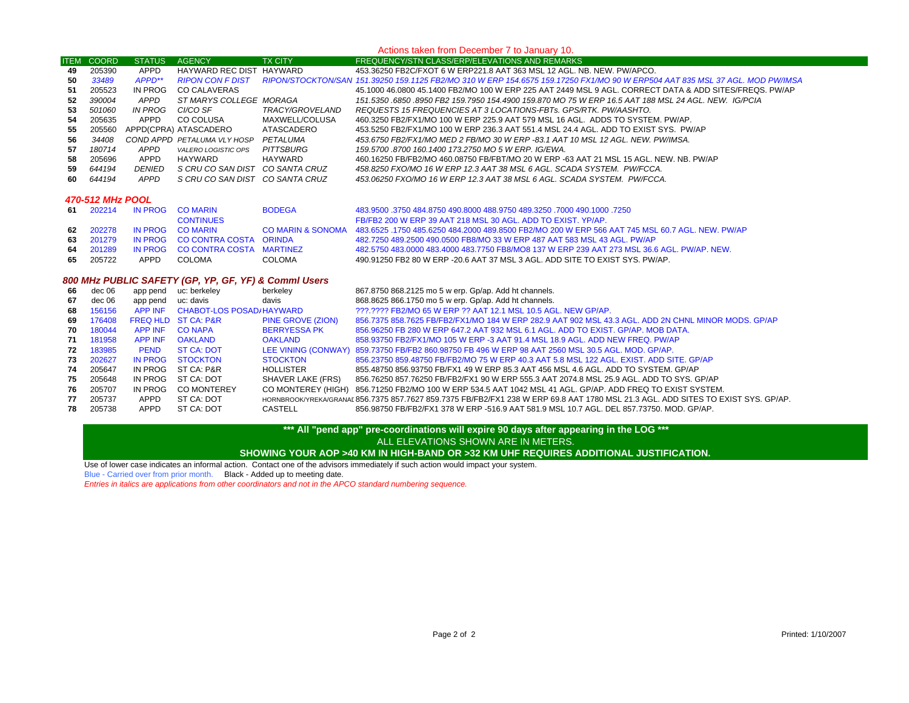Actions taken from December 7 to January 10.

| ITEM | COORD | STATUS | AGENCY | TX CITY | FREQUENCY/STN CLASS/ERP/ELEVATIONS AND REMARKS |
|---|---|---|---|---|---|
| 49 | 205390 | APPD | HAYWARD REC DIST | HAYWARD | 453.36250 FB2C/FXOT 6 W ERP221.8 AAT 363 MSL 12 AGL. NB. NEW. PW/APCO. |
| 50 | *33489* | *APPD\*\** | *RIPON CON F DIST* | *RIPON/STOCKTON/SAN* | *151.39250 159.1125 FB2/MO 310 W ERP 154.6575 159.17250 FX1/MO 90 W ERP504 AAT 835 MSL 37 AGL. MOD PW/IMSA* |
| 51 | 205523 | IN PROG | CO CALAVERAS | | 45.1000 46.0800 45.1400 FB2/MO 100 W ERP 225 AAT 2449 MSL 9 AGL. CORRECT DATA & ADD SITES/FREQS. PW/AP |
| 52 | *390004* | *APPD* | *ST MARYS COLLEGE* | *MORAGA* | *151.5350 .6850 .8950 FB2 159.7950 154.4900 159.870 MO 75 W ERP 16.5 AAT 188 MSL 24 AGL. NEW. IG/PCIA* |
| 53 | *501060* | *IN PROG* | *CI/CO SF* | *TRACY/GROVELAND* | *REQUESTS 15 FREQUENCIES AT 3 LOCATIONS-FBTs. GPS/RTK. PW/AASHTO.* |
| 54 | 205635 | APPD | CO COLUSA | MAXWELL/COLUSA | 460.3250 FB2/FX1/MO 100 W ERP 225.9 AAT 579 MSL 16 AGL. ADDS TO SYSTEM. PW/AP. |
| 55 | 205560 | APPD(CPRA) | ATASCADERO | ATASCADERO | 453.5250 FB2/FX1/MO 100 W ERP 236.3 AAT 551.4 MSL 24.4 AGL. ADD TO EXIST SYS. PW/AP |
| 56 | *34408* | *COND APPD* | *PETALUMA VLY HOSP* | *PETALUMA* | *453.6750 FB2/FX1/MO MED 2 FB/MO 30 W ERP -83.1 AAT 10 MSL 12 AGL. NEW. PW/IMSA.* |
| 57 | *180714* | *APPD* | *VALERO LOGISTIC OPS* | *PITTSBURG* | *159.5700 .8700 160.1400 173.2750 MO 5 W ERP. IG/EWA.* |
| 58 | 205696 | APPD | HAYWARD | HAYWARD | 460.16250 FB/FB2/MO 460.08750 FB/FBT/MO 20 W ERP -63 AAT 21 MSL 15 AGL. NEW. NB. PW/AP |
| 59 | *644194* | *DENIED* | *S CRU CO SAN DIST* | *CO SANTA CRUZ* | *458.8250 FXO/MO 16 W ERP 12.3 AAT 38 MSL 6 AGL. SCADA SYSTEM. PW/FCCA.* |
| 60 | *644194* | *APPD* | *S CRU CO SAN DIST* | *CO SANTA CRUZ* | *453.06250 FXO/MO 16 W ERP 12.3 AAT 38 MSL 6 AGL. SCADA SYSTEM. PW/FCCA.* |
| | ***470-512 MHz POOL*** | | | | |
| 61 | 202214 | IN PROG | CO MARIN | BODEGA | 483.9500 .3750 484.8750 490.8000 488.9750 489.3250 .7000 490.1000 .7250 |
| | | | CONTINUES | | FB/FB2 200 W ERP 39 AAT 218 MSL 30 AGL. ADD TO EXIST. YP/AP. |
| 62 | 202278 | IN PROG | CO MARIN | CO MARIN & SONOMA | 483.6525 .1750 485.6250 484.2000 489.8500 FB2/MO 200 W ERP 566 AAT 745 MSL 60.7 AGL. NEW. PW/AP |
| 63 | 201279 | IN PROG | CO CONTRA COSTA | ORINDA | 482.7250 489.2500 490.0500 FB8/MO 33 W ERP 487 AAT 583 MSL 43 AGL. PW/AP |
| 64 | 201289 | IN PROG | CO CONTRA COSTA | MARTINEZ | 482.5750 483.0000 483.4000 483.7750 FB8/MO8 137 W ERP 239 AAT 273 MSL 36.6 AGL. PW/AP. NEW. |
| 65 | 205722 | APPD | COLOMA | COLOMA | 490.91250 FB2 80 W ERP -20.6 AAT 37 MSL 3 AGL. ADD SITE TO EXIST SYS. PW/AP. |
| | ***800 MHz PUBLIC SAFETY (GP, YP, GF, YF) & Comml Users*** | | | | |
| 66 | dec 06 | app pend | uc: berkeley | berkeley | 867.8750 868.2125 mo 5 w erp. Gp/ap. Add ht channels. |
| 67 | dec 06 | app pend | uc: davis | davis | 868.8625 866.1750 mo 5 w erp. Gp/ap. Add ht channels. |
| 68 | 156156 | APP INF | CHABOT-LOS POSAD/ | HAYWARD | ???.???? FB2/MO 65 W ERP ?? AAT 12.1 MSL 10.5 AGL. NEW GP/AP. |
| 69 | 176408 | FREQ HLD | ST CA: P&R | PINE GROVE (ZION) | 856.7375 858.7625 FB/FB2/FX1/MO 184 W ERP 282.9 AAT 902 MSL 43.3 AGL. ADD 2N CHNL MINOR MODS. GP/AP |
| 70 | 180044 | APP INF | CO NAPA | BERRYESSA PK | 856.96250 FB 280 W ERP 647.2 AAT 932 MSL 6.1 AGL. ADD TO EXIST. GP/AP. MOB DATA. |
| 71 | 181958 | APP INF | OAKLAND | OAKLAND | 858.93750 FB2/FX1/MO 105 W ERP -3 AAT 91.4 MSL 18.9 AGL. ADD NEW FREQ. PW/AP |
| 72 | 183985 | PEND | ST CA: DOT | LEE VINING (CONWAY) | 859.73750 FB/FB2 860.98750 FB 496 W ERP 98 AAT 2560 MSL 30.5 AGL. MOD. GP/AP. |
| 73 | 202627 | IN PROG | STOCKTON | STOCKTON | 856.23750 859.48750 FB/FB2/MO 75 W ERP 40.3 AAT 5.8 MSL 122 AGL. EXIST. ADD SITE. GP/AP |
| 74 | 205647 | IN PROG | ST CA: P&R | HOLLISTER | 855.48750 856.93750 FB/FX1 49 W ERP 85.3 AAT 456 MSL 4.6 AGL. ADD TO SYSTEM. GP/AP |
| 75 | 205648 | IN PROG | ST CA: DOT | SHAVER LAKE (FRS) | 856.76250 857.76250 FB/FB2/FX1 90 W ERP 555.3 AAT 2074.8 MSL 25.9 AGL. ADD TO SYS. GP/AP |
| 76 | 205707 | IN PROG | CO MONTEREY | CO MONTEREY (HIGH) | 856.71250 FB2/MO 100 W ERP 534.5 AAT 1042 MSL 41 AGL. GP/AP. ADD FREQ TO EXIST SYSTEM. |
| 77 | 205737 | APPD | ST CA: DOT | HORNBROOK/YREKA/GRANAI | 856.7375 857.7627 859.7375 FB/FB2/FX1 238 W ERP 69.8 AAT 1780 MSL 21.3 AGL. ADD SITES TO EXIST SYS. GP/AP. |
| 78 | 205738 | APPD | ST CA: DOT | CASTELL | 856.98750 FB/FB2/FX1 378 W ERP -516.9 AAT 581.9 MSL 10.7 AGL. DEL 857.73750. MOD. GP/AP. |

**\*\*\* All "pend app" pre-coordinations will expire 90 days after appearing in the LOG \*\*\***

ALL ELEVATIONS SHOWN ARE IN METERS.

**SHOWING YOUR AOP >40 KM IN HIGH-BAND OR >32 KM UHF REQUIRES ADDITIONAL JUSTIFICATION.**

Use of lower case indicates an informal action. Contact one of the advisors immediately if such action would impact your system.

Blue - Carried over from prior month. Black - Added up to meeting date.

*Entries in italics are applications from other coordinators and not in the APCO standard numbering sequence.*

Printed: 1/10/2007